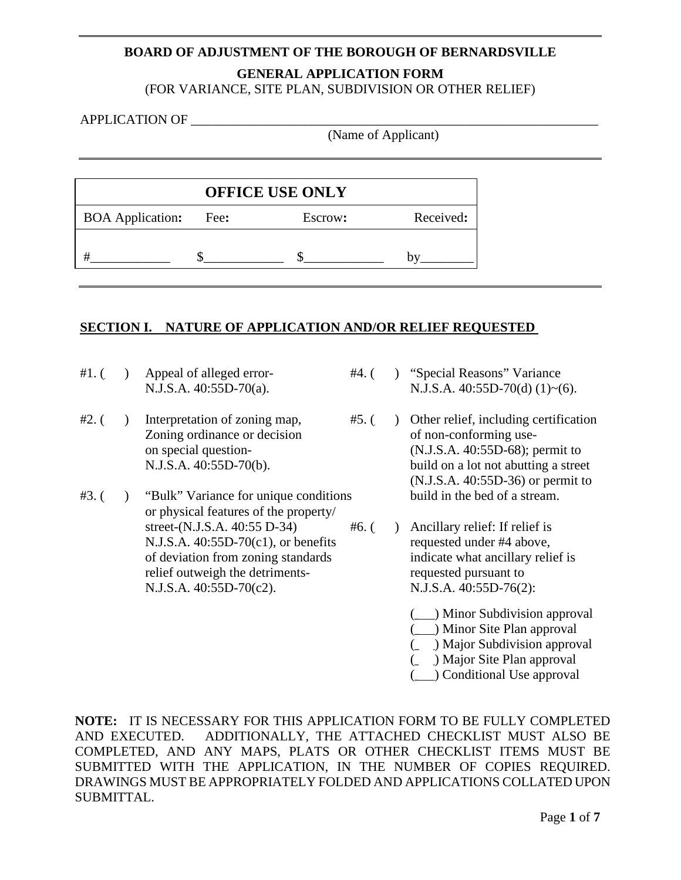**BOARD OF ADJUSTMENT OF THE BOROUGH OF BERNARDSVILLE**

**GENERAL APPLICATION FORM**

(FOR VARIANCE, SITE PLAN, SUBDIVISION OR OTHER RELIEF)

APPLICATION OF ________________________________________________________________

(Name of Applicant)

| OFFICE USE ONLY | | | |
|---|---|---|---|
| BOA Application: | Fee: | Escrow: | Received: |
| #____________ | $____________ | $____________ | by________ |

## SECTION I. NATURE OF APPLICATION AND/OR RELIEF REQUESTED

#1. ( ) Appeal of alleged error- N.J.S.A. 40:55D-70(a).

#2. ( ) Interpretation of zoning map, Zoning ordinance or decision on special question- N.J.S.A. 40:55D-70(b).

#3. ( ) "Bulk" Variance for unique conditions or physical features of the property/ street-(N.J.S.A. 40:55 D-34) N.J.S.A. 40:55D-70(c1), or benefits of deviation from zoning standards relief outweigh the detriments- N.J.S.A. 40:55D-70(c2).

#4. ( ) "Special Reasons" Variance N.J.S.A. 40:55D-70(d) (1)~(6).

#5. ( ) Other relief, including certification of non-conforming use- (N.J.S.A. 40:55D-68); permit to build on a lot not abutting a street (N.J.S.A. 40:55D-36) or permit to build in the bed of a stream.

#6. ( ) Ancillary relief: If relief is requested under #4 above, indicate what ancillary relief is requested pursuant to N.J.S.A. 40:55D-76(2):

- (___) Minor Subdivision approval
- (___) Minor Site Plan approval
- (___) Major Subdivision approval
- (___) Major Site Plan approval
- (___) Conditional Use approval

**NOTE:** IT IS NECESSARY FOR THIS APPLICATION FORM TO BE FULLY COMPLETED AND EXECUTED. ADDITIONALLY, THE ATTACHED CHECKLIST MUST ALSO BE COMPLETED, AND ANY MAPS, PLATS OR OTHER CHECKLIST ITEMS MUST BE SUBMITTED WITH THE APPLICATION, IN THE NUMBER OF COPIES REQUIRED. DRAWINGS MUST BE APPROPRIATELY FOLDED AND APPLICATIONS COLLATED UPON SUBMITTAL.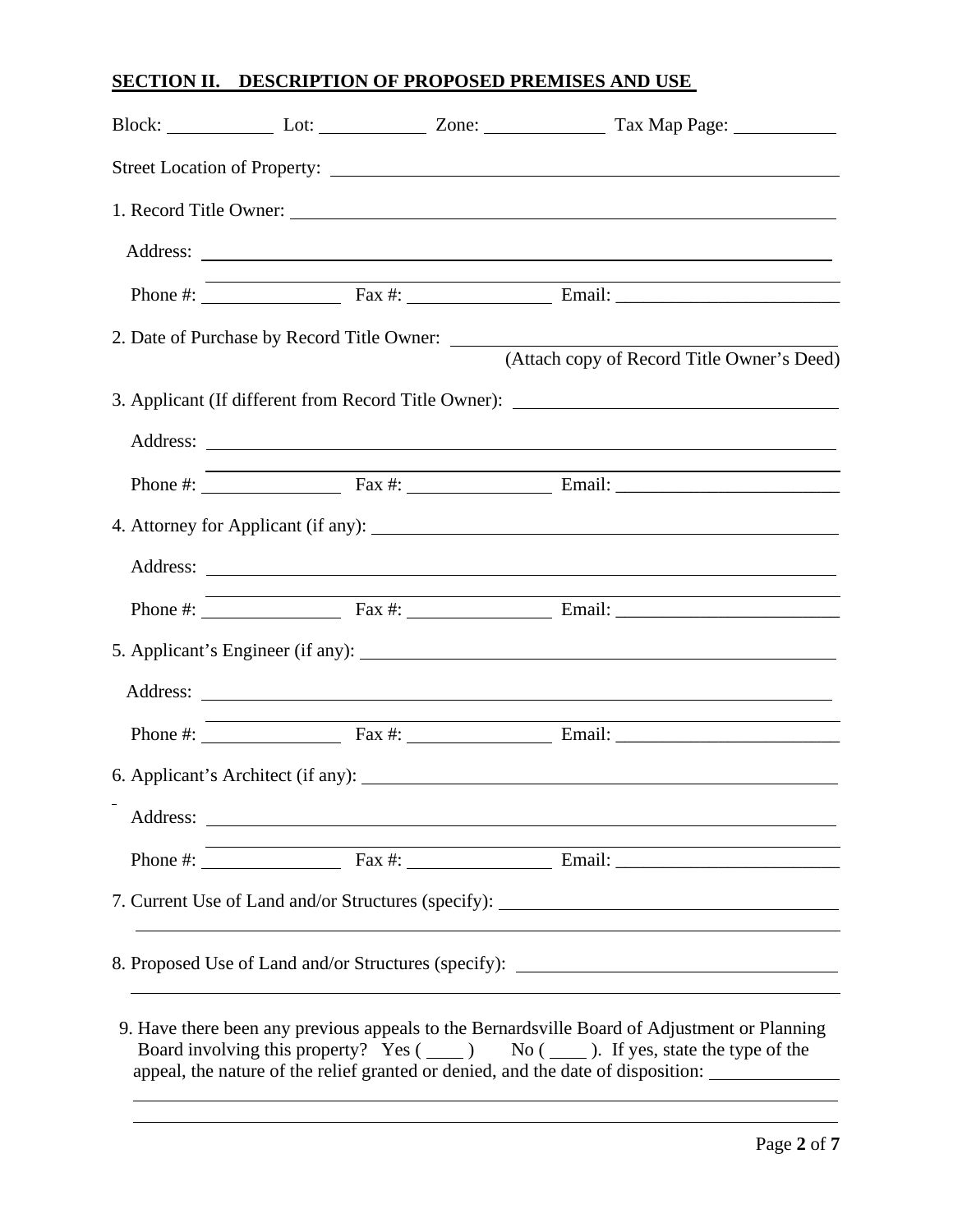## SECTION II. DESCRIPTION OF PROPOSED PREMISES AND USE

Block: \_\_\_\_\_\_\_\_\_\_ Lot: \_\_\_\_\_\_\_\_\_\_ Zone: \_\_\_\_\_\_\_\_\_\_\_ Tax Map Page: \_\_\_\_\_\_\_\_\_\_

Street Location of Property: \_\_\_\_\_\_\_\_\_\_\_\_\_\_\_\_\_\_\_\_\_\_\_\_\_\_\_\_\_\_\_\_\_\_\_\_\_\_\_\_\_\_\_\_\_\_\_\_

1. Record Title Owner: \_\_\_\_\_\_\_\_\_\_\_\_\_\_\_\_\_\_\_\_\_\_\_\_\_\_\_\_\_\_\_\_\_\_\_\_\_\_\_\_\_\_\_\_\_\_\_\_

   Address: \_\_\_\_\_\_\_\_\_\_\_\_\_\_\_\_\_\_\_\_\_\_\_\_\_\_\_\_\_\_\_\_\_\_\_\_\_\_\_\_\_\_\_\_\_\_\_\_\_\_\_\_\_\_\_\_

   Phone #: \_\_\_\_\_\_\_\_\_\_\_\_\_\_ Fax #: \_\_\_\_\_\_\_\_\_\_\_\_\_\_ Email: \_\_\_\_\_\_\_\_\_\_\_\_\_\_\_\_\_\_\_\_\_\_\_\_

2. Date of Purchase by Record Title Owner: \_\_\_\_\_\_\_\_\_\_\_\_\_\_\_\_\_\_\_\_\_\_\_\_\_\_\_\_\_\_\_\_\_\_\_\_

   (Attach copy of Record Title Owner's Deed)

3. Applicant (If different from Record Title Owner): \_\_\_\_\_\_\_\_\_\_\_\_\_\_\_\_\_\_\_\_\_\_\_\_\_\_\_\_\_\_\_\_

   Address: \_\_\_\_\_\_\_\_\_\_\_\_\_\_\_\_\_\_\_\_\_\_\_\_\_\_\_\_\_\_\_\_\_\_\_\_\_\_\_\_\_\_\_\_\_\_\_\_\_\_\_\_\_\_\_\_

   Phone #: \_\_\_\_\_\_\_\_\_\_\_\_\_\_ Fax #: \_\_\_\_\_\_\_\_\_\_\_\_\_\_ Email: \_\_\_\_\_\_\_\_\_\_\_\_\_\_\_\_\_\_\_\_\_\_\_\_

4. Attorney for Applicant (if any): \_\_\_\_\_\_\_\_\_\_\_\_\_\_\_\_\_\_\_\_\_\_\_\_\_\_\_\_\_\_\_\_\_\_\_\_\_\_\_\_\_\_\_\_\_\_

   Address: \_\_\_\_\_\_\_\_\_\_\_\_\_\_\_\_\_\_\_\_\_\_\_\_\_\_\_\_\_\_\_\_\_\_\_\_\_\_\_\_\_\_\_\_\_\_\_\_\_\_\_\_\_\_\_\_

   Phone #: \_\_\_\_\_\_\_\_\_\_\_\_\_\_ Fax #: \_\_\_\_\_\_\_\_\_\_\_\_\_\_ Email: \_\_\_\_\_\_\_\_\_\_\_\_\_\_\_\_\_\_\_\_\_\_\_\_

5. Applicant's Engineer (if any): \_\_\_\_\_\_\_\_\_\_\_\_\_\_\_\_\_\_\_\_\_\_\_\_\_\_\_\_\_\_\_\_\_\_\_\_\_\_\_\_\_\_\_\_\_\_\_

   Address: \_\_\_\_\_\_\_\_\_\_\_\_\_\_\_\_\_\_\_\_\_\_\_\_\_\_\_\_\_\_\_\_\_\_\_\_\_\_\_\_\_\_\_\_\_\_\_\_\_\_\_\_\_\_\_\_

   Phone #: \_\_\_\_\_\_\_\_\_\_\_\_\_\_ Fax #: \_\_\_\_\_\_\_\_\_\_\_\_\_\_ Email: \_\_\_\_\_\_\_\_\_\_\_\_\_\_\_\_\_\_\_\_\_\_\_\_

6. Applicant's Architect (if any): \_\_\_\_\_\_\_\_\_\_\_\_\_\_\_\_\_\_\_\_\_\_\_\_\_\_\_\_\_\_\_\_\_\_\_\_\_\_\_\_\_\_\_\_\_\_

   Address: \_\_\_\_\_\_\_\_\_\_\_\_\_\_\_\_\_\_\_\_\_\_\_\_\_\_\_\_\_\_\_\_\_\_\_\_\_\_\_\_\_\_\_\_\_\_\_\_\_\_\_\_\_\_\_\_

   Phone #: \_\_\_\_\_\_\_\_\_\_\_\_\_\_ Fax #: \_\_\_\_\_\_\_\_\_\_\_\_\_\_ Email: \_\_\_\_\_\_\_\_\_\_\_\_\_\_\_\_\_\_\_\_\_\_\_\_

7. Current Use of Land and/or Structures (specify): \_\_\_\_\_\_\_\_\_\_\_\_\_\_\_\_\_\_\_\_\_\_\_\_\_\_\_\_\_\_\_\_\_\_

   \_\_\_\_\_\_\_\_\_\_\_\_\_\_\_\_\_\_\_\_\_\_\_\_\_\_\_\_\_\_\_\_\_\_\_\_\_\_\_\_\_\_\_\_\_\_\_\_\_\_\_\_\_\_\_\_\_\_\_\_\_\_\_\_\_\_\_\_

8. Proposed Use of Land and/or Structures (specify): \_\_\_\_\_\_\_\_\_\_\_\_\_\_\_\_\_\_\_\_\_\_\_\_\_\_\_\_\_\_\_\_\_

   \_\_\_\_\_\_\_\_\_\_\_\_\_\_\_\_\_\_\_\_\_\_\_\_\_\_\_\_\_\_\_\_\_\_\_\_\_\_\_\_\_\_\_\_\_\_\_\_\_\_\_\_\_\_\_\_\_\_\_\_\_\_\_\_\_\_\_\_

9. Have there been any previous appeals to the Bernardsville Board of Adjustment or Planning Board involving this property? Yes ( \_\_\_\_ ) No ( \_\_\_\_ ). If yes, state the type of the appeal, the nature of the relief granted or denied, and the date of disposition: \_\_\_\_\_\_\_\_\_\_\_\_\_\_

   \_\_\_\_\_\_\_\_\_\_\_\_\_\_\_\_\_\_\_\_\_\_\_\_\_\_\_\_\_\_\_\_\_\_\_\_\_\_\_\_\_\_\_\_\_\_\_\_\_\_\_\_\_\_\_\_\_\_\_\_\_\_\_\_\_\_\_\_

   \_\_\_\_\_\_\_\_\_\_\_\_\_\_\_\_\_\_\_\_\_\_\_\_\_\_\_\_\_\_\_\_\_\_\_\_\_\_\_\_\_\_\_\_\_\_\_\_\_\_\_\_\_\_\_\_\_\_\_\_\_\_\_\_\_\_\_\_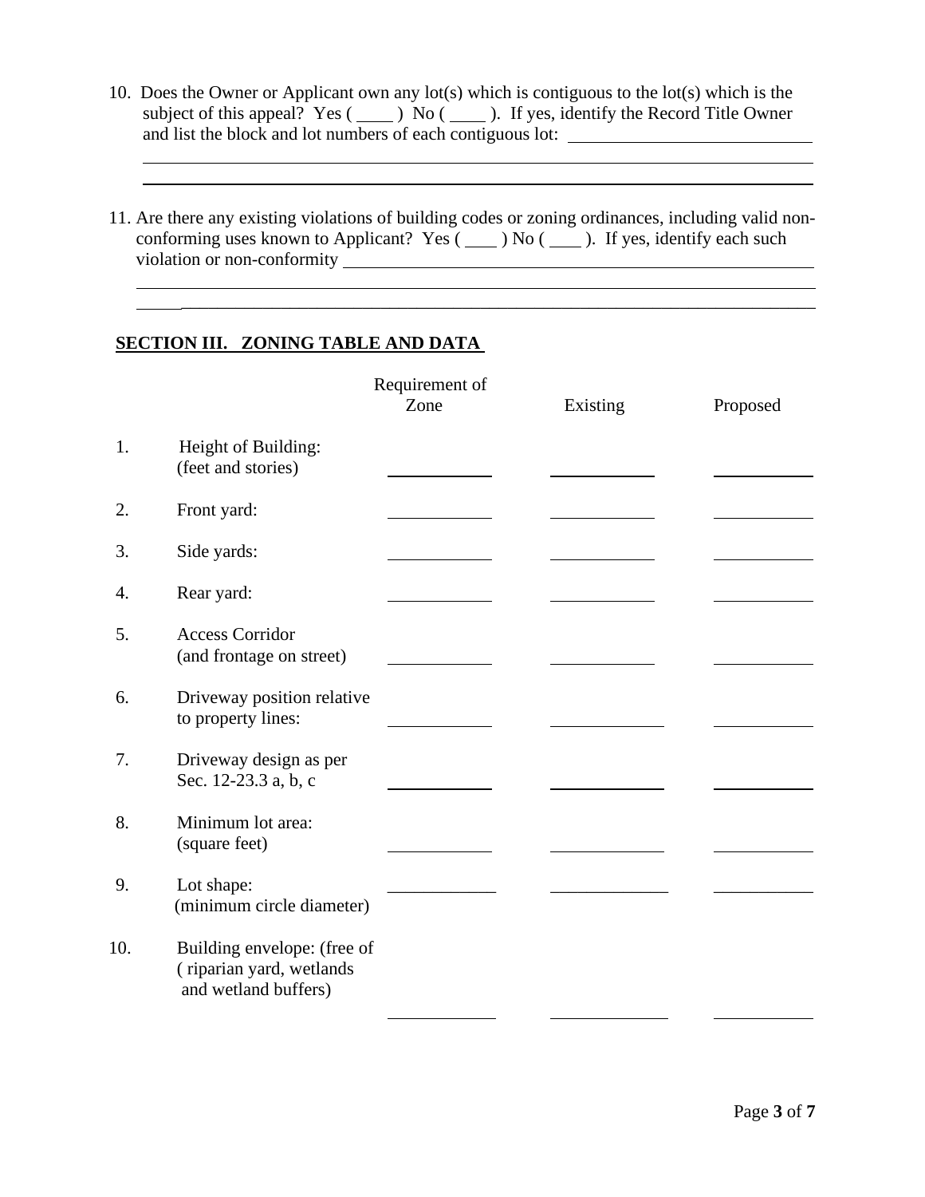10. Does the Owner or Applicant own any lot(s) which is contiguous to the lot(s) which is the subject of this appeal? Yes ( ____ ) No ( ____ ). If yes, identify the Record Title Owner and list the block and lot numbers of each contiguous lot: ______________________________

______________________________________________________________________________

______________________________________________________________________________

11. Are there any existing violations of building codes or zoning ordinances, including valid non-conforming uses known to Applicant? Yes ( ____ ) No ( ____ ). If yes, identify each such violation or non-conformity ______________________________________________

______________________________________________________________________________

______________________________________________________________________________

## SECTION III. ZONING TABLE AND DATA

| | | Requirement of Zone | Existing | Proposed |
|---|---|---|---|---|
| 1. | Height of Building: (feet and stories) | ________ | ________ | ________ |
| 2. | Front yard: | ________ | ________ | ________ |
| 3. | Side yards: | ________ | ________ | ________ |
| 4. | Rear yard: | ________ | ________ | ________ |
| 5. | Access Corridor (and frontage on street) | ________ | ________ | ________ |
| 6. | Driveway position relative to property lines: | ________ | ________ | ________ |
| 7. | Driveway design as per Sec. 12-23.3 a, b, c | ________ | ________ | ________ |
| 8. | Minimum lot area: (square feet) | ________ | ________ | ________ |
| 9. | Lot shape: (minimum circle diameter) | ________ | ________ | ________ |
| 10. | Building envelope: (free of ( riparian yard, wetlands and wetland buffers) | ________ | ________ | ________ |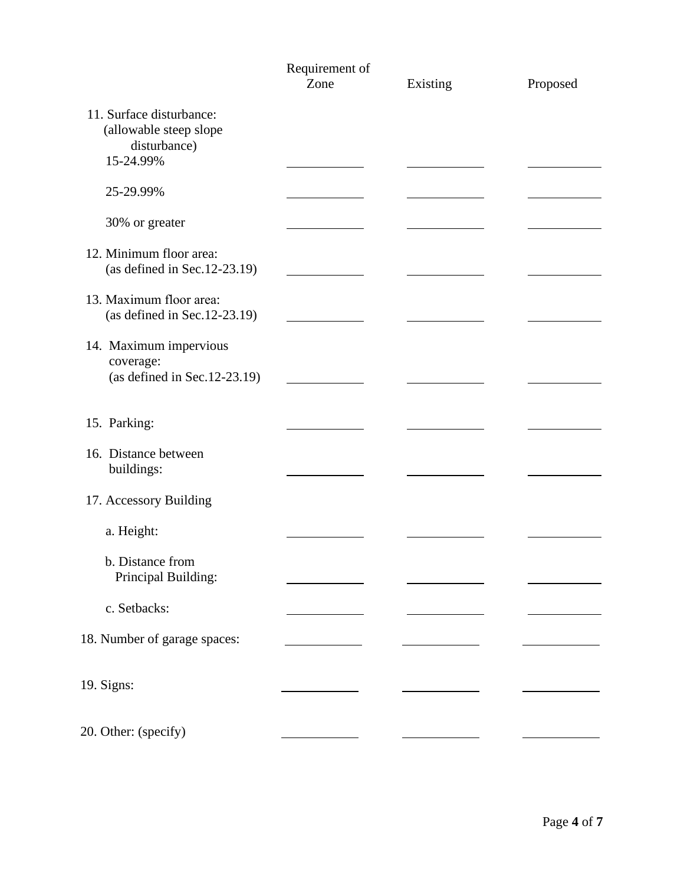| | Requirement of Zone | Existing | Proposed |
|---|---|---|---|
| 11. Surface disturbance: (allowable steep slope disturbance) | | | |
| 15-24.99% | | | |
| 25-29.99% | | | |
| 30% or greater | | | |
| 12. Minimum floor area: (as defined in Sec.12-23.19) | | | |
| 13. Maximum floor area: (as defined in Sec.12-23.19) | | | |
| 14. Maximum impervious coverage: (as defined in Sec.12-23.19) | | | |
| 15. Parking: | | | |
| 16. Distance between buildings: | | | |
| 17. Accessory Building | | | |
| a. Height: | | | |
| b. Distance from Principal Building: | | | |
| c. Setbacks: | | | |
| 18. Number of garage spaces: | | | |
| 19. Signs: | | | |
| 20. Other: (specify) | | | |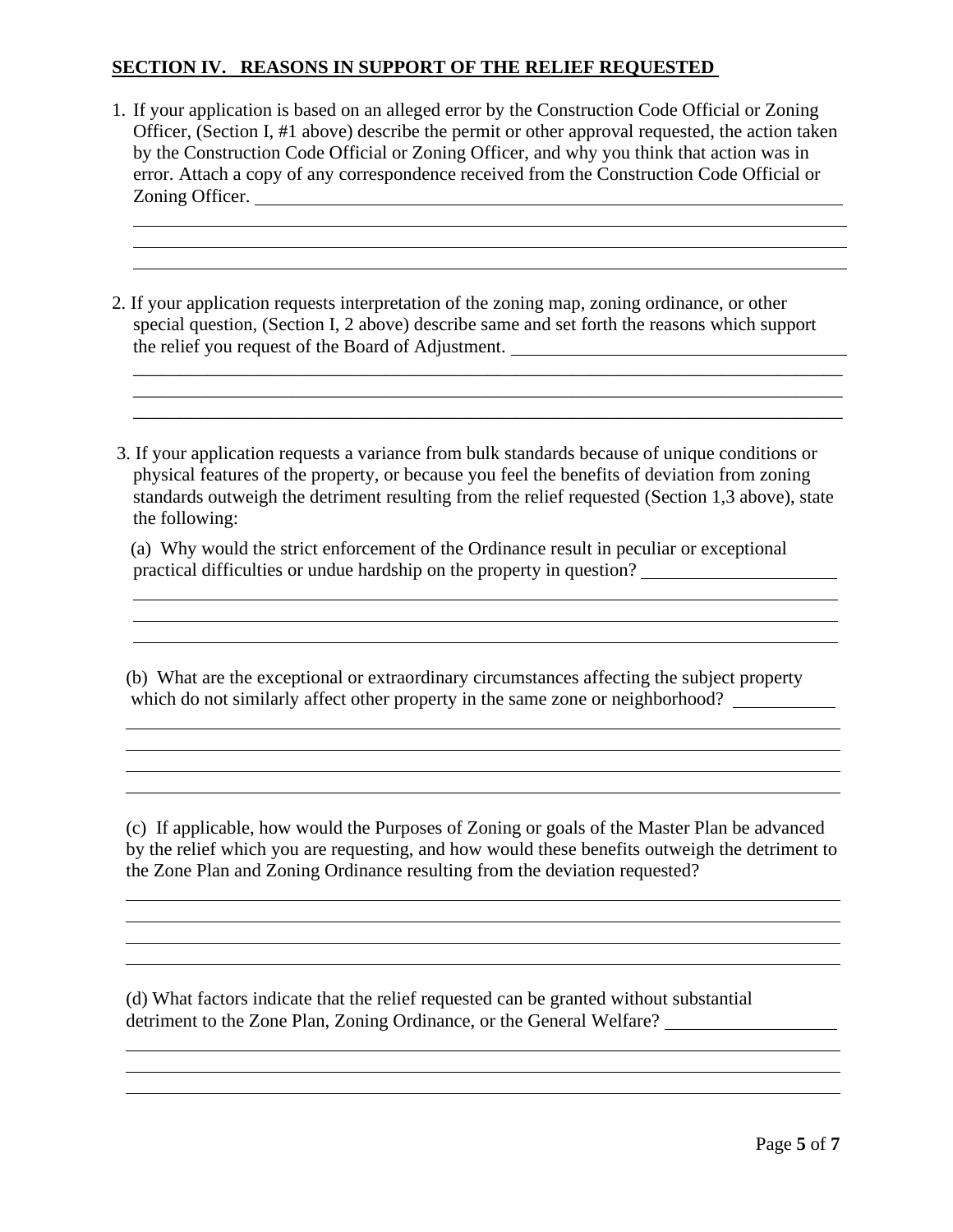## SECTION IV. REASONS IN SUPPORT OF THE RELIEF REQUESTED

1. If your application is based on an alleged error by the Construction Code Official or Zoning Officer, (Section I, #1 above) describe the permit or other approval requested, the action taken by the Construction Code Official or Zoning Officer, and why you think that action was in error. Attach a copy of any correspondence received from the Construction Code Official or Zoning Officer. ______________________________________________

______________________________________________

______________________________________________

______________________________________________

2. If your application requests interpretation of the zoning map, zoning ordinance, or other special question, (Section I, 2 above) describe same and set forth the reasons which support the relief you request of the Board of Adjustment. ______________________________________________

______________________________________________

______________________________________________

______________________________________________

3. If your application requests a variance from bulk standards because of unique conditions or physical features of the property, or because you feel the benefits of deviation from zoning standards outweigh the detriment resulting from the relief requested (Section 1,3 above), state the following:

   (a) Why would the strict enforcement of the Ordinance result in peculiar or exceptional practical difficulties or undue hardship on the property in question? ______________________

   ______________________________________________

   ______________________________________________

   ______________________________________________

   (b) What are the exceptional or extraordinary circumstances affecting the subject property which do not similarly affect other property in the same zone or neighborhood? ____________

   ______________________________________________

   ______________________________________________

   ______________________________________________

   ______________________________________________

   (c) If applicable, how would the Purposes of Zoning or goals of the Master Plan be advanced by the relief which you are requesting, and how would these benefits outweigh the detriment to the Zone Plan and Zoning Ordinance resulting from the deviation requested?

   ______________________________________________

   ______________________________________________

   ______________________________________________

   ______________________________________________

   (d) What factors indicate that the relief requested can be granted without substantial detriment to the Zone Plan, Zoning Ordinance, or the General Welfare? ____________________

   ______________________________________________

   ______________________________________________

   ______________________________________________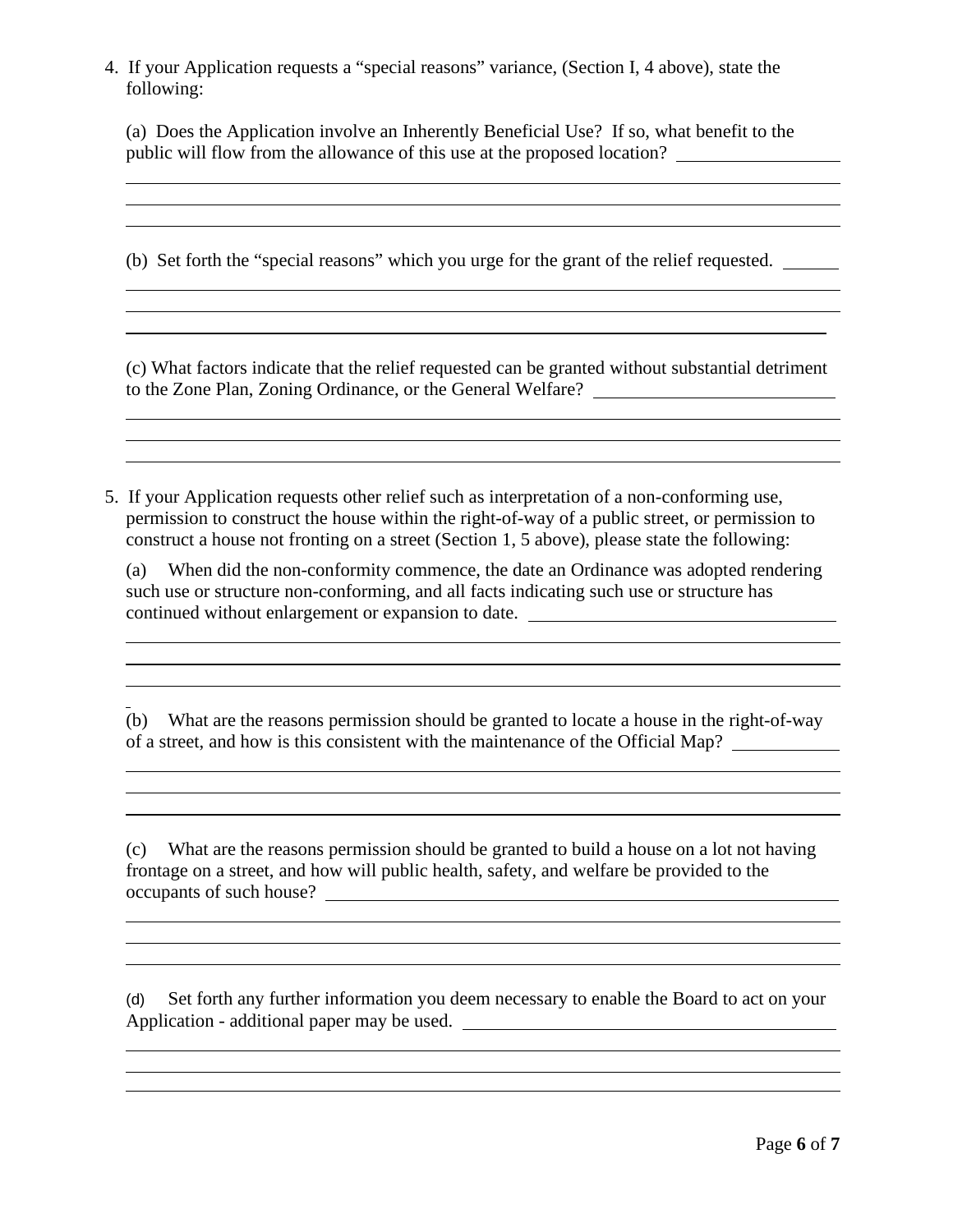4. If your Application requests a "special reasons" variance, (Section I, 4 above), state the following:

   (a) Does the Application involve an Inherently Beneficial Use? If so, what benefit to the public will flow from the allowance of this use at the proposed location?

   (b) Set forth the "special reasons" which you urge for the grant of the relief requested.

   (c) What factors indicate that the relief requested can be granted without substantial detriment to the Zone Plan, Zoning Ordinance, or the General Welfare?

5. If your Application requests other relief such as interpretation of a non-conforming use, permission to construct the house within the right-of-way of a public street, or permission to construct a house not fronting on a street (Section 1, 5 above), please state the following:

   (a) When did the non-conformity commence, the date an Ordinance was adopted rendering such use or structure non-conforming, and all facts indicating such use or structure has continued without enlargement or expansion to date.

   (b) What are the reasons permission should be granted to locate a house in the right-of-way of a street, and how is this consistent with the maintenance of the Official Map?

   (c) What are the reasons permission should be granted to build a house on a lot not having frontage on a street, and how will public health, safety, and welfare be provided to the occupants of such house?

   (d) Set forth any further information you deem necessary to enable the Board to act on your Application - additional paper may be used.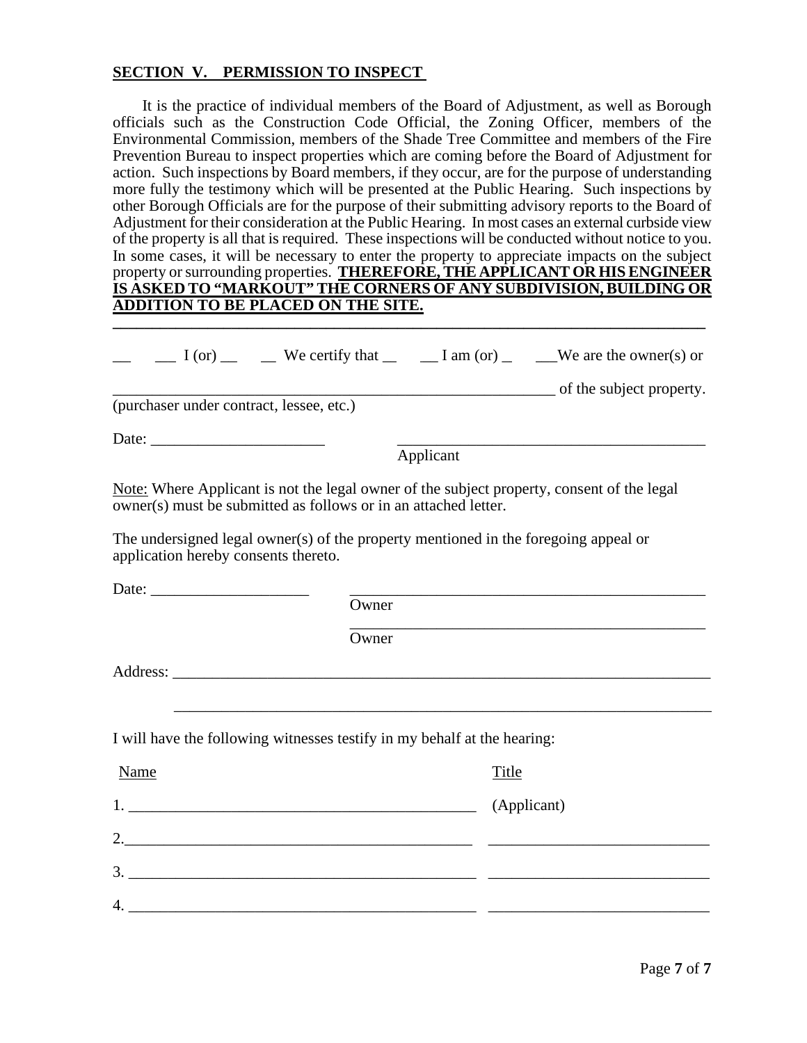## SECTION V. PERMISSION TO INSPECT

It is the practice of individual members of the Board of Adjustment, as well as Borough officials such as the Construction Code Official, the Zoning Officer, members of the Environmental Commission, members of the Shade Tree Committee and members of the Fire Prevention Bureau to inspect properties which are coming before the Board of Adjustment for action. Such inspections by Board members, if they occur, are for the purpose of understanding more fully the testimony which will be presented at the Public Hearing. Such inspections by other Borough Officials are for the purpose of their submitting advisory reports to the Board of Adjustment for their consideration at the Public Hearing. In most cases an external curbside view of the property is all that is required. These inspections will be conducted without notice to you. In some cases, it will be necessary to enter the property to appreciate impacts on the subject property or surrounding properties. **THEREFORE, THE APPLICANT OR HIS ENGINEER IS ASKED TO "MARKOUT" THE CORNERS OF ANY SUBDIVISION, BUILDING OR ADDITION TO BE PLACED ON THE SITE.**

---

__ ___ I (or) __ __ We certify that __ __ I am (or) _ ___We are the owner(s) or

__________________________________________________________ of the subject property.
(purchaser under contract, lessee, etc.)

Date: ______________________ ________________________________________
Applicant

Note: Where Applicant is not the legal owner of the subject property, consent of the legal owner(s) must be submitted as follows or in an attached letter.

The undersigned legal owner(s) of the property mentioned in the foregoing appeal or application hereby consents thereto.

Date: ____________________ ______________________________________________
Owner

______________________________________________
Owner

Address: ______________________________________________________________________

______________________________________________________________________

I will have the following witnesses testify in my behalf at the hearing:

| Name | Title |
|---|---|
| 1. ____________________________________________ | (Applicant) |
| 2. ____________________________________________ | ____________________________ |
| 3. ____________________________________________ | ____________________________ |
| 4. ____________________________________________ | ____________________________ |